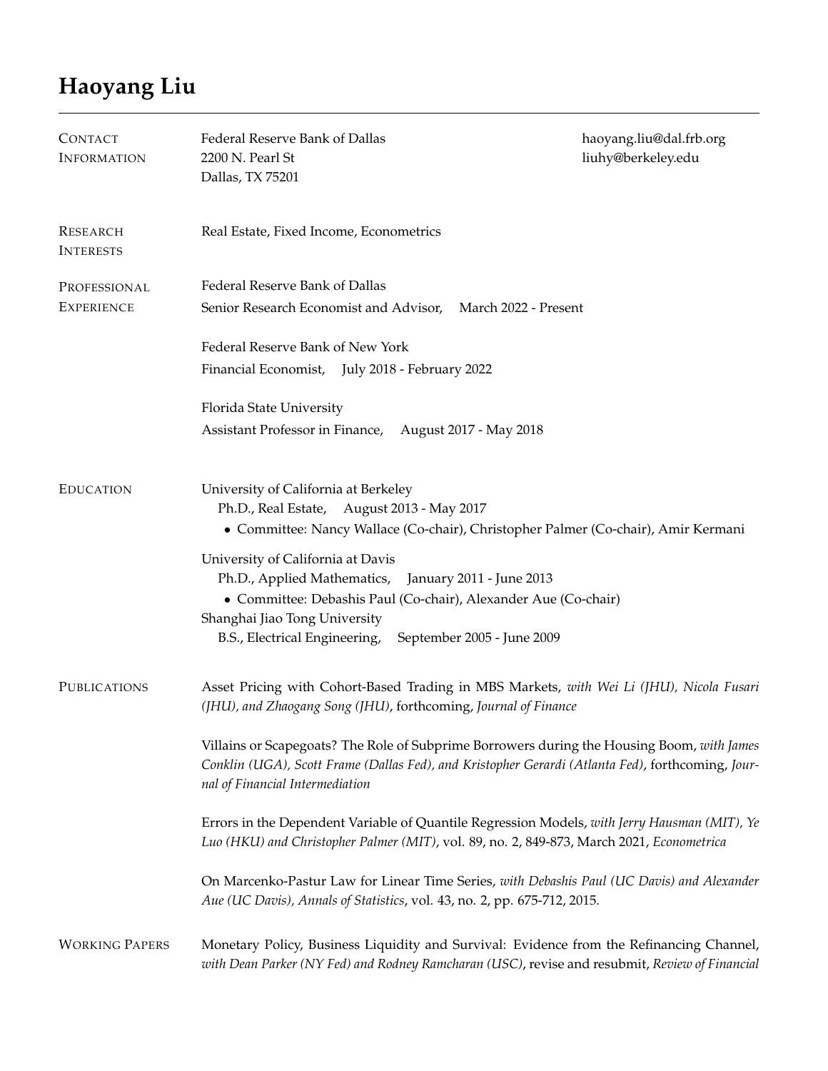# Haoyang Liu

## Contact Information

Federal Reserve Bank of Dallas
2200 N. Pearl St
Dallas, TX 75201

haoyang.liu@dal.frb.org
liuhy@berkeley.edu

## Research Interests

Real Estate, Fixed Income, Econometrics

## Professional Experience

Federal Reserve Bank of Dallas
Senior Research Economist and Advisor, March 2022 - Present

Federal Reserve Bank of New York
Financial Economist, July 2018 - February 2022

Florida State University
Assistant Professor in Finance, August 2017 - May 2018

## Education

University of California at Berkeley
Ph.D., Real Estate, August 2013 - May 2017

- Committee: Nancy Wallace (Co-chair), Christopher Palmer (Co-chair), Amir Kermani

University of California at Davis
Ph.D., Applied Mathematics, January 2011 - June 2013

- Committee: Debashis Paul (Co-chair), Alexander Aue (Co-chair)

Shanghai Jiao Tong University
B.S., Electrical Engineering, September 2005 - June 2009

## Publications

Asset Pricing with Cohort-Based Trading in MBS Markets, *with Wei Li (JHU), Nicola Fusari (JHU), and Zhaogang Song (JHU)*, forthcoming, *Journal of Finance*

Villains or Scapegoats? The Role of Subprime Borrowers during the Housing Boom, *with James Conklin (UGA), Scott Frame (Dallas Fed), and Kristopher Gerardi (Atlanta Fed)*, forthcoming, *Journal of Financial Intermediation*

Errors in the Dependent Variable of Quantile Regression Models, *with Jerry Hausman (MIT), Ye Luo (HKU) and Christopher Palmer (MIT)*, vol. 89, no. 2, 849-873, March 2021, *Econometrica*

On Marcenko-Pastur Law for Linear Time Series, *with Debashis Paul (UC Davis) and Alexander Aue (UC Davis), Annals of Statistics*, vol. 43, no. 2, pp. 675-712, 2015.

## Working Papers

Monetary Policy, Business Liquidity and Survival: Evidence from the Refinancing Channel, *with Dean Parker (NY Fed) and Rodney Ramcharan (USC)*, revise and resubmit, *Review of Financial*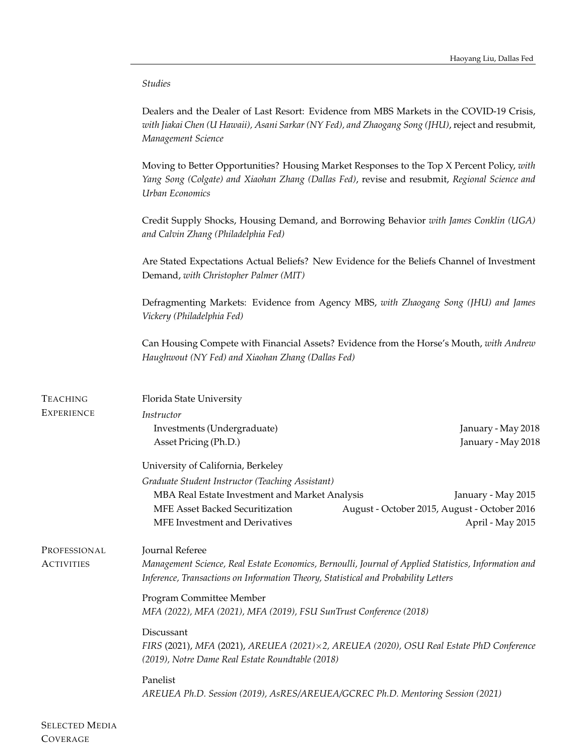*Studies*

Dealers and the Dealer of Last Resort: Evidence from MBS Markets in the COVID-19 Crisis, *with Jiakai Chen (U Hawaii), Asani Sarkar (NY Fed), and Zhaogang Song (JHU)*, reject and resubmit, *Management Science*

Moving to Better Opportunities? Housing Market Responses to the Top X Percent Policy, *with Yang Song (Colgate) and Xiaohan Zhang (Dallas Fed)*, revise and resubmit, *Regional Science and Urban Economics*

Credit Supply Shocks, Housing Demand, and Borrowing Behavior *with James Conklin (UGA) and Calvin Zhang (Philadelphia Fed)*

Are Stated Expectations Actual Beliefs? New Evidence for the Beliefs Channel of Investment Demand, *with Christopher Palmer (MIT)*

Defragmenting Markets: Evidence from Agency MBS, *with Zhaogang Song (JHU) and James Vickery (Philadelphia Fed)*

Can Housing Compete with Financial Assets? Evidence from the Horse's Mouth, *with Andrew Haughwout (NY Fed) and Xiaohan Zhang (Dallas Fed)*

## Teaching Experience

Florida State University

*Instructor*

- Investments (Undergraduate) — January - May 2018
- Asset Pricing (Ph.D.) — January - May 2018

University of California, Berkeley

*Graduate Student Instructor (Teaching Assistant)*

- MBA Real Estate Investment and Market Analysis — January - May 2015
- MFE Asset Backed Securitization — August - October 2015, August - October 2016
- MFE Investment and Derivatives — April - May 2015

## Professional Activities

Journal Referee

*Management Science, Real Estate Economics, Bernoulli, Journal of Applied Statistics, Information and Inference, Transactions on Information Theory, Statistical and Probability Letters*

Program Committee Member

*MFA (2022), MFA (2021), MFA (2019), FSU SunTrust Conference (2018)*

Discussant

*FIRS* (2021), *MFA* (2021), *AREUEA (2021)×2, AREUEA (2020), OSU Real Estate PhD Conference (2019), Notre Dame Real Estate Roundtable (2018)*

Panelist

*AREUEA Ph.D. Session (2019), AsRES/AREUEA/GCREC Ph.D. Mentoring Session (2021)*

## Selected Media Coverage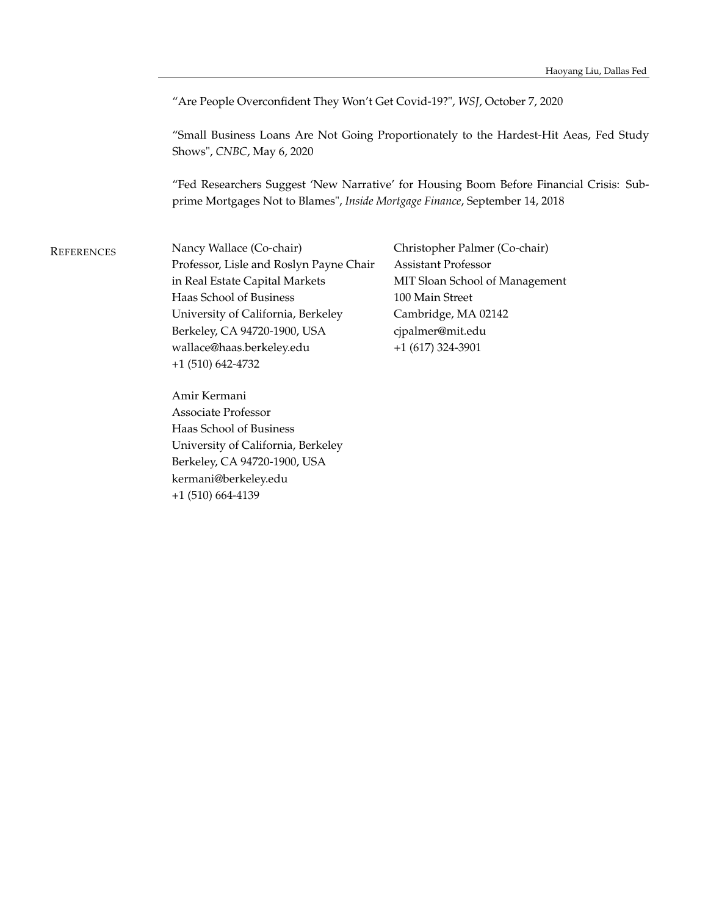"Are People Overconfident They Won't Get Covid-19?", *WSJ*, October 7, 2020

"Small Business Loans Are Not Going Proportionately to the Hardest-Hit Aeas, Fed Study Shows", *CNBC*, May 6, 2020

"Fed Researchers Suggest 'New Narrative' for Housing Boom Before Financial Crisis: Subprime Mortgages Not to Blames", *Inside Mortgage Finance*, September 14, 2018

## REFERENCES

Nancy Wallace (Co-chair)
Professor, Lisle and Roslyn Payne Chair in Real Estate Capital Markets
Haas School of Business
University of California, Berkeley
Berkeley, CA 94720-1900, USA
wallace@haas.berkeley.edu
+1 (510) 642-4732

Christopher Palmer (Co-chair)
Assistant Professor
MIT Sloan School of Management
100 Main Street
Cambridge, MA 02142
cjpalmer@mit.edu
+1 (617) 324-3901

Amir Kermani
Associate Professor
Haas School of Business
University of California, Berkeley
Berkeley, CA 94720-1900, USA
kermani@berkeley.edu
+1 (510) 664-4139